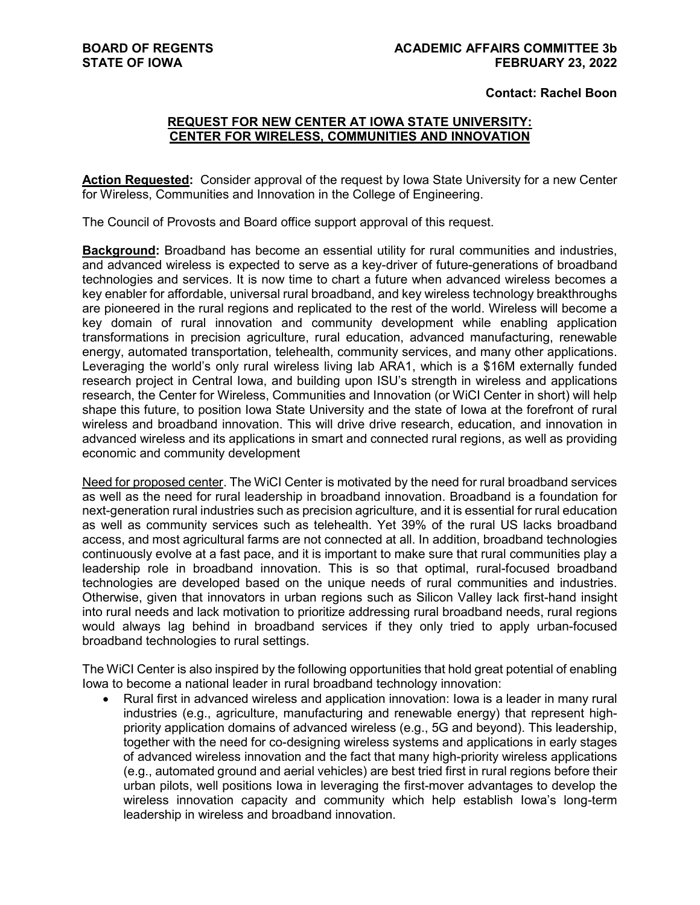**BOARD OF REGENTS**
**STATE OF IOWA**

**ACADEMIC AFFAIRS COMMITTEE 3b**
**FEBRUARY 23, 2022**

**Contact: Rachel Boon**

## REQUEST FOR NEW CENTER AT IOWA STATE UNIVERSITY: CENTER FOR WIRELESS, COMMUNITIES AND INNOVATION

**Action Requested:** Consider approval of the request by Iowa State University for a new Center for Wireless, Communities and Innovation in the College of Engineering.

The Council of Provosts and Board office support approval of this request.

**Background:** Broadband has become an essential utility for rural communities and industries, and advanced wireless is expected to serve as a key-driver of future-generations of broadband technologies and services. It is now time to chart a future when advanced wireless becomes a key enabler for affordable, universal rural broadband, and key wireless technology breakthroughs are pioneered in the rural regions and replicated to the rest of the world. Wireless will become a key domain of rural innovation and community development while enabling application transformations in precision agriculture, rural education, advanced manufacturing, renewable energy, automated transportation, telehealth, community services, and many other applications. Leveraging the world's only rural wireless living lab ARA1, which is a $16M externally funded research project in Central Iowa, and building upon ISU's strength in wireless and applications research, the Center for Wireless, Communities and Innovation (or WiCI Center in short) will help shape this future, to position Iowa State University and the state of Iowa at the forefront of rural wireless and broadband innovation. This will drive drive research, education, and innovation in advanced wireless and its applications in smart and connected rural regions, as well as providing economic and community development

Need for proposed center. The WiCI Center is motivated by the need for rural broadband services as well as the need for rural leadership in broadband innovation. Broadband is a foundation for next-generation rural industries such as precision agriculture, and it is essential for rural education as well as community services such as telehealth. Yet 39% of the rural US lacks broadband access, and most agricultural farms are not connected at all. In addition, broadband technologies continuously evolve at a fast pace, and it is important to make sure that rural communities play a leadership role in broadband innovation. This is so that optimal, rural-focused broadband technologies are developed based on the unique needs of rural communities and industries. Otherwise, given that innovators in urban regions such as Silicon Valley lack first-hand insight into rural needs and lack motivation to prioritize addressing rural broadband needs, rural regions would always lag behind in broadband services if they only tried to apply urban-focused broadband technologies to rural settings.

The WiCI Center is also inspired by the following opportunities that hold great potential of enabling Iowa to become a national leader in rural broadband technology innovation:

- Rural first in advanced wireless and application innovation: Iowa is a leader in many rural industries (e.g., agriculture, manufacturing and renewable energy) that represent high-priority application domains of advanced wireless (e.g., 5G and beyond). This leadership, together with the need for co-designing wireless systems and applications in early stages of advanced wireless innovation and the fact that many high-priority wireless applications (e.g., automated ground and aerial vehicles) are best tried first in rural regions before their urban pilots, well positions Iowa in leveraging the first-mover advantages to develop the wireless innovation capacity and community which help establish Iowa's long-term leadership in wireless and broadband innovation.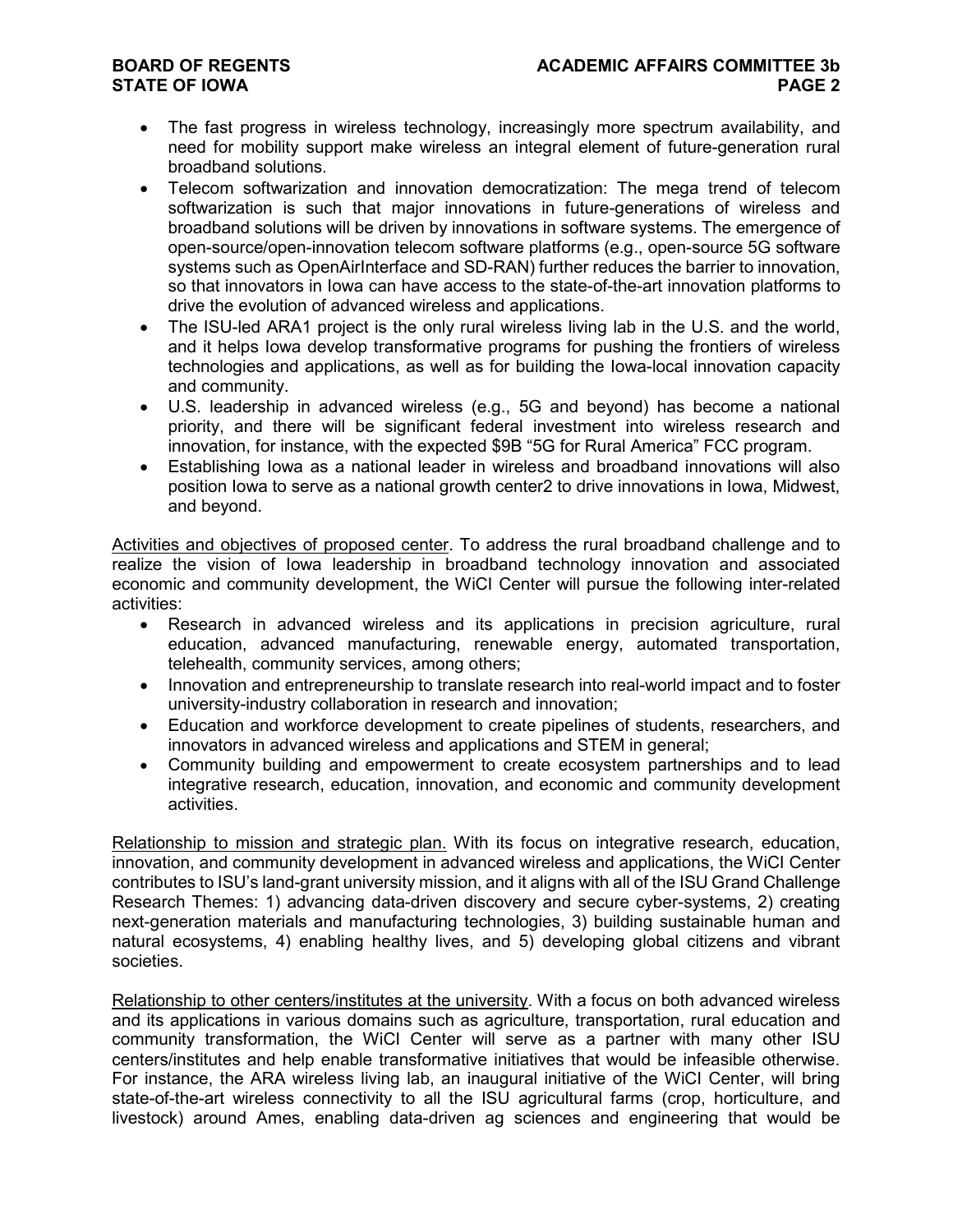- The fast progress in wireless technology, increasingly more spectrum availability, and need for mobility support make wireless an integral element of future-generation rural broadband solutions.
- Telecom softwarization and innovation democratization: The mega trend of telecom softwarization is such that major innovations in future-generations of wireless and broadband solutions will be driven by innovations in software systems. The emergence of open-source/open-innovation telecom software platforms (e.g., open-source 5G software systems such as OpenAirInterface and SD-RAN) further reduces the barrier to innovation, so that innovators in Iowa can have access to the state-of-the-art innovation platforms to drive the evolution of advanced wireless and applications.
- The ISU-led ARA1 project is the only rural wireless living lab in the U.S. and the world, and it helps Iowa develop transformative programs for pushing the frontiers of wireless technologies and applications, as well as for building the Iowa-local innovation capacity and community.
- U.S. leadership in advanced wireless (e.g., 5G and beyond) has become a national priority, and there will be significant federal investment into wireless research and innovation, for instance, with the expected $9B "5G for Rural America" FCC program.
- Establishing Iowa as a national leader in wireless and broadband innovations will also position Iowa to serve as a national growth center2 to drive innovations in Iowa, Midwest, and beyond.

<u>Activities and objectives of proposed center</u>. To address the rural broadband challenge and to realize the vision of Iowa leadership in broadband technology innovation and associated economic and community development, the WiCI Center will pursue the following inter-related activities:

- Research in advanced wireless and its applications in precision agriculture, rural education, advanced manufacturing, renewable energy, automated transportation, telehealth, community services, among others;
- Innovation and entrepreneurship to translate research into real-world impact and to foster university-industry collaboration in research and innovation;
- Education and workforce development to create pipelines of students, researchers, and innovators in advanced wireless and applications and STEM in general;
- Community building and empowerment to create ecosystem partnerships and to lead integrative research, education, innovation, and economic and community development activities.

<u>Relationship to mission and strategic plan.</u> With its focus on integrative research, education, innovation, and community development in advanced wireless and applications, the WiCI Center contributes to ISU's land-grant university mission, and it aligns with all of the ISU Grand Challenge Research Themes: 1) advancing data-driven discovery and secure cyber-systems, 2) creating next-generation materials and manufacturing technologies, 3) building sustainable human and natural ecosystems, 4) enabling healthy lives, and 5) developing global citizens and vibrant societies.

<u>Relationship to other centers/institutes at the university</u>. With a focus on both advanced wireless and its applications in various domains such as agriculture, transportation, rural education and community transformation, the WiCI Center will serve as a partner with many other ISU centers/institutes and help enable transformative initiatives that would be infeasible otherwise. For instance, the ARA wireless living lab, an inaugural initiative of the WiCI Center, will bring state-of-the-art wireless connectivity to all the ISU agricultural farms (crop, horticulture, and livestock) around Ames, enabling data-driven ag sciences and engineering that would be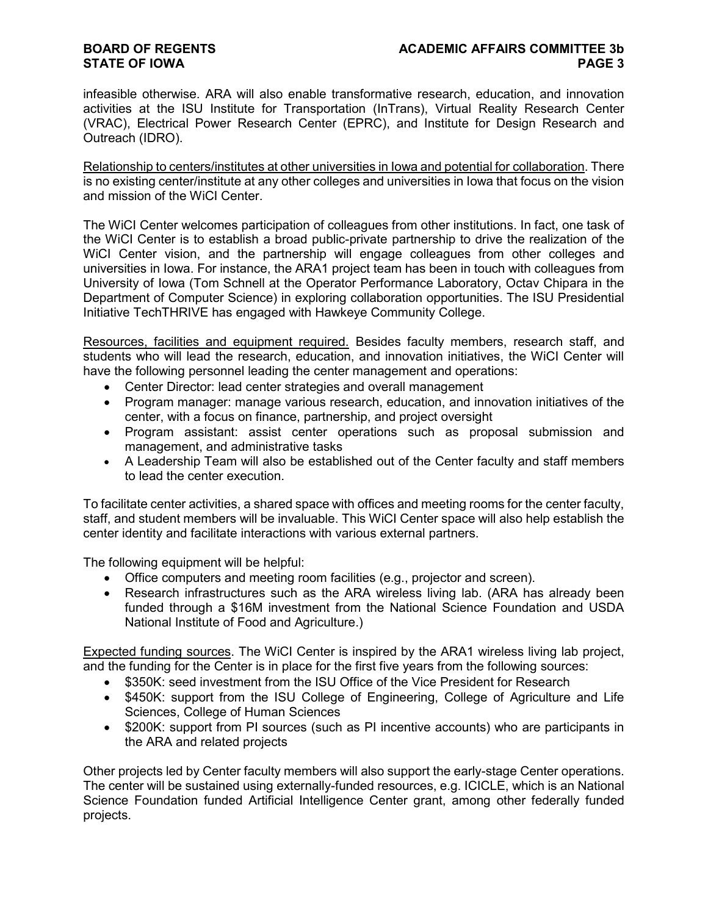infeasible otherwise. ARA will also enable transformative research, education, and innovation activities at the ISU Institute for Transportation (InTrans), Virtual Reality Research Center (VRAC), Electrical Power Research Center (EPRC), and Institute for Design Research and Outreach (IDRO).

Relationship to centers/institutes at other universities in Iowa and potential for collaboration. There is no existing center/institute at any other colleges and universities in Iowa that focus on the vision and mission of the WiCI Center.

The WiCI Center welcomes participation of colleagues from other institutions. In fact, one task of the WiCI Center is to establish a broad public-private partnership to drive the realization of the WiCI Center vision, and the partnership will engage colleagues from other colleges and universities in Iowa. For instance, the ARA1 project team has been in touch with colleagues from University of Iowa (Tom Schnell at the Operator Performance Laboratory, Octav Chipara in the Department of Computer Science) in exploring collaboration opportunities. The ISU Presidential Initiative TechTHRIVE has engaged with Hawkeye Community College.

Resources, facilities and equipment required. Besides faculty members, research staff, and students who will lead the research, education, and innovation initiatives, the WiCI Center will have the following personnel leading the center management and operations:

- Center Director: lead center strategies and overall management
- Program manager: manage various research, education, and innovation initiatives of the center, with a focus on finance, partnership, and project oversight
- Program assistant: assist center operations such as proposal submission and management, and administrative tasks
- A Leadership Team will also be established out of the Center faculty and staff members to lead the center execution.

To facilitate center activities, a shared space with offices and meeting rooms for the center faculty, staff, and student members will be invaluable. This WiCI Center space will also help establish the center identity and facilitate interactions with various external partners.

The following equipment will be helpful:

- Office computers and meeting room facilities (e.g., projector and screen).
- Research infrastructures such as the ARA wireless living lab. (ARA has already been funded through a $16M investment from the National Science Foundation and USDA National Institute of Food and Agriculture.)

Expected funding sources. The WiCI Center is inspired by the ARA1 wireless living lab project, and the funding for the Center is in place for the first five years from the following sources:

- $350K: seed investment from the ISU Office of the Vice President for Research
- $450K: support from the ISU College of Engineering, College of Agriculture and Life Sciences, College of Human Sciences
- $200K: support from PI sources (such as PI incentive accounts) who are participants in the ARA and related projects

Other projects led by Center faculty members will also support the early-stage Center operations. The center will be sustained using externally-funded resources, e.g. ICICLE, which is an National Science Foundation funded Artificial Intelligence Center grant, among other federally funded projects.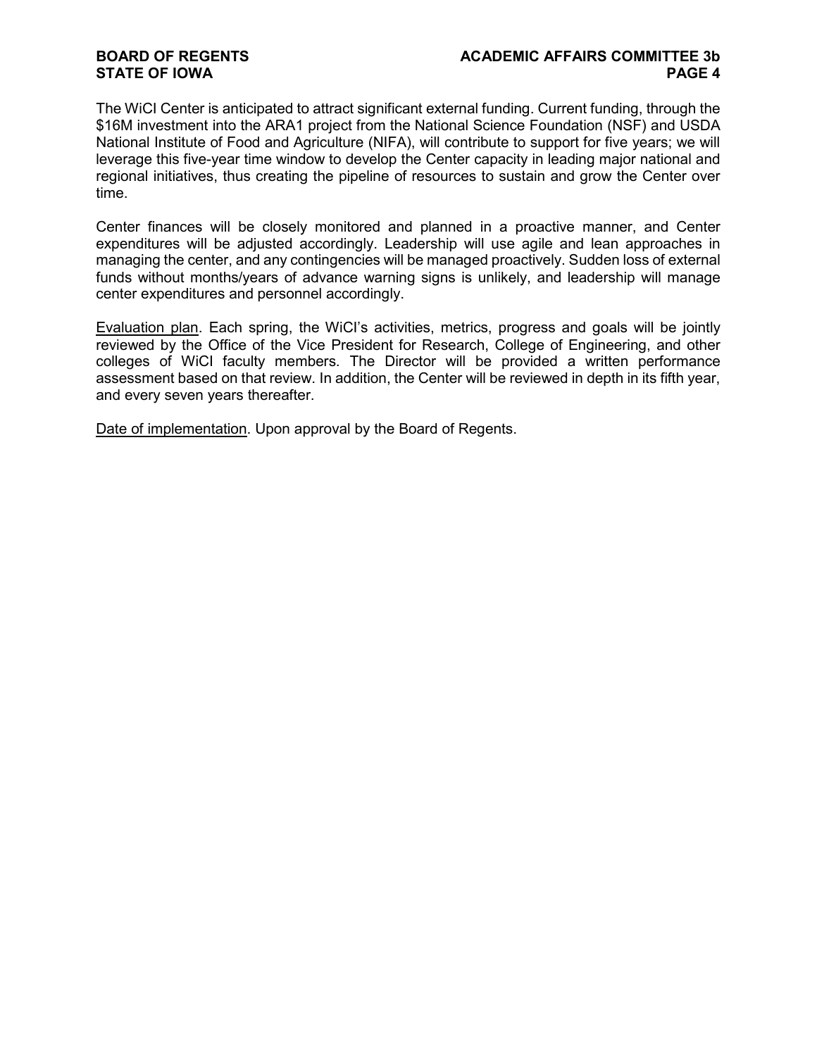The WiCI Center is anticipated to attract significant external funding. Current funding, through the $16M investment into the ARA1 project from the National Science Foundation (NSF) and USDA National Institute of Food and Agriculture (NIFA), will contribute to support for five years; we will leverage this five-year time window to develop the Center capacity in leading major national and regional initiatives, thus creating the pipeline of resources to sustain and grow the Center over time.

Center finances will be closely monitored and planned in a proactive manner, and Center expenditures will be adjusted accordingly. Leadership will use agile and lean approaches in managing the center, and any contingencies will be managed proactively. Sudden loss of external funds without months/years of advance warning signs is unlikely, and leadership will manage center expenditures and personnel accordingly.

Evaluation plan. Each spring, the WiCI's activities, metrics, progress and goals will be jointly reviewed by the Office of the Vice President for Research, College of Engineering, and other colleges of WiCI faculty members. The Director will be provided a written performance assessment based on that review. In addition, the Center will be reviewed in depth in its fifth year, and every seven years thereafter.

Date of implementation. Upon approval by the Board of Regents.